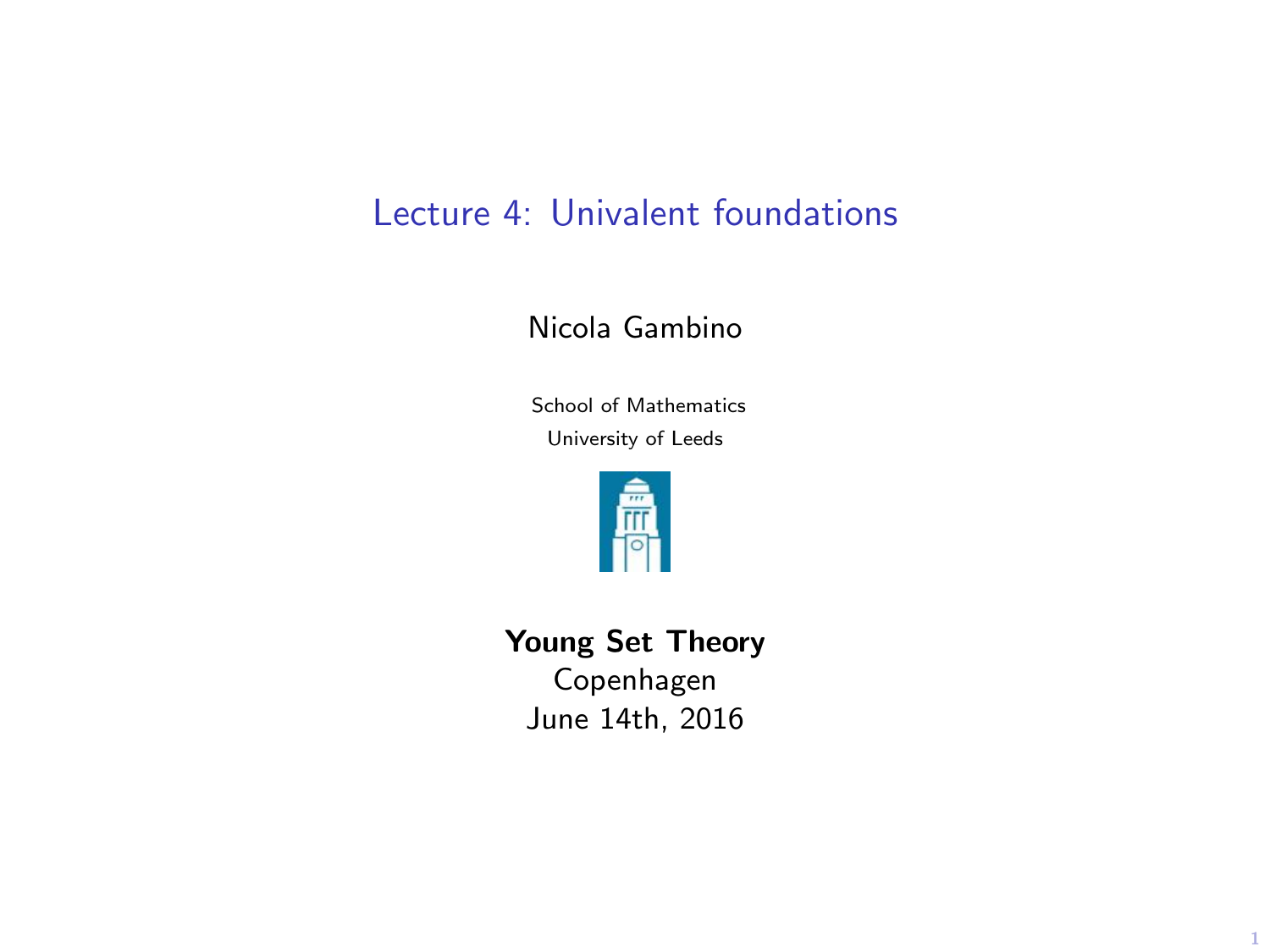# Lecture 4: Univalent foundations

Nicola Gambino

School of Mathematics
University of Leeds

**Young Set Theory**
Copenhagen
June 14th, 2016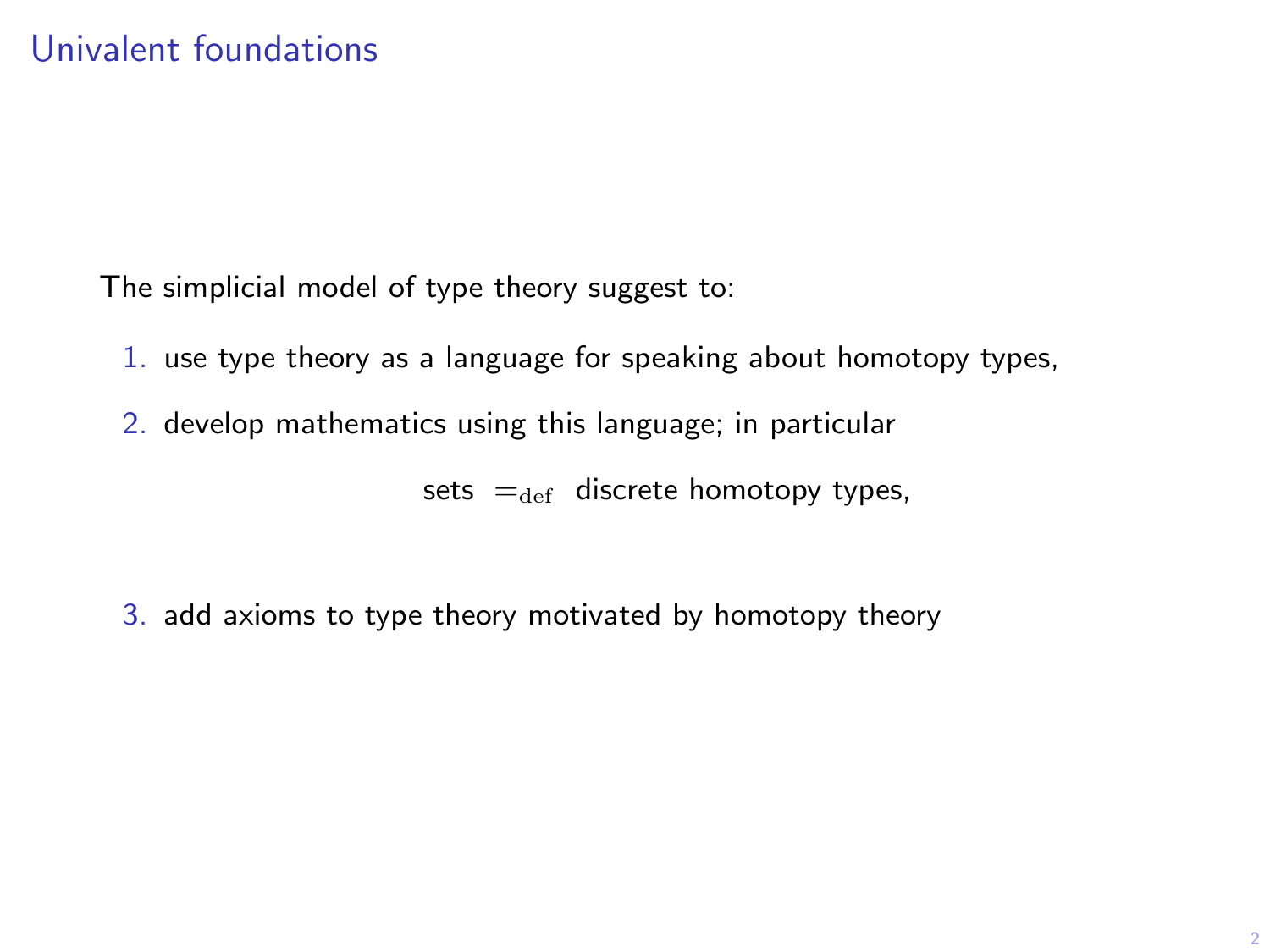# Univalent foundations

The simplicial model of type theory suggest to:

1. use type theory as a language for speaking about homotopy types,
2. develop mathematics using this language; in particular

   $$\text{sets} \;=_{\text{def}}\; \text{discrete homotopy types,}$$

3. add axioms to type theory motivated by homotopy theory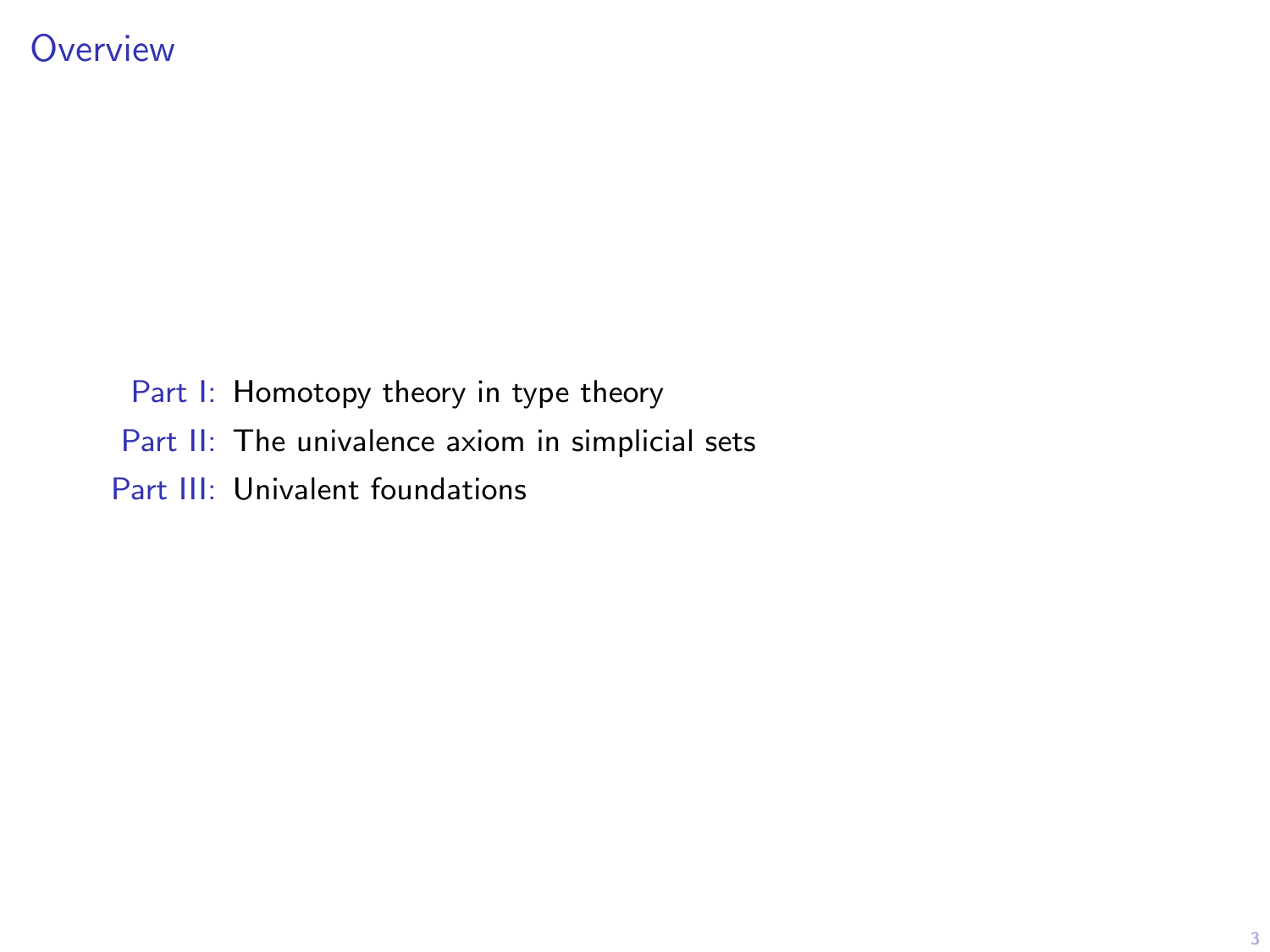# Overview

Part I: Homotopy theory in type theory

Part II: The univalence axiom in simplicial sets

Part III: Univalent foundations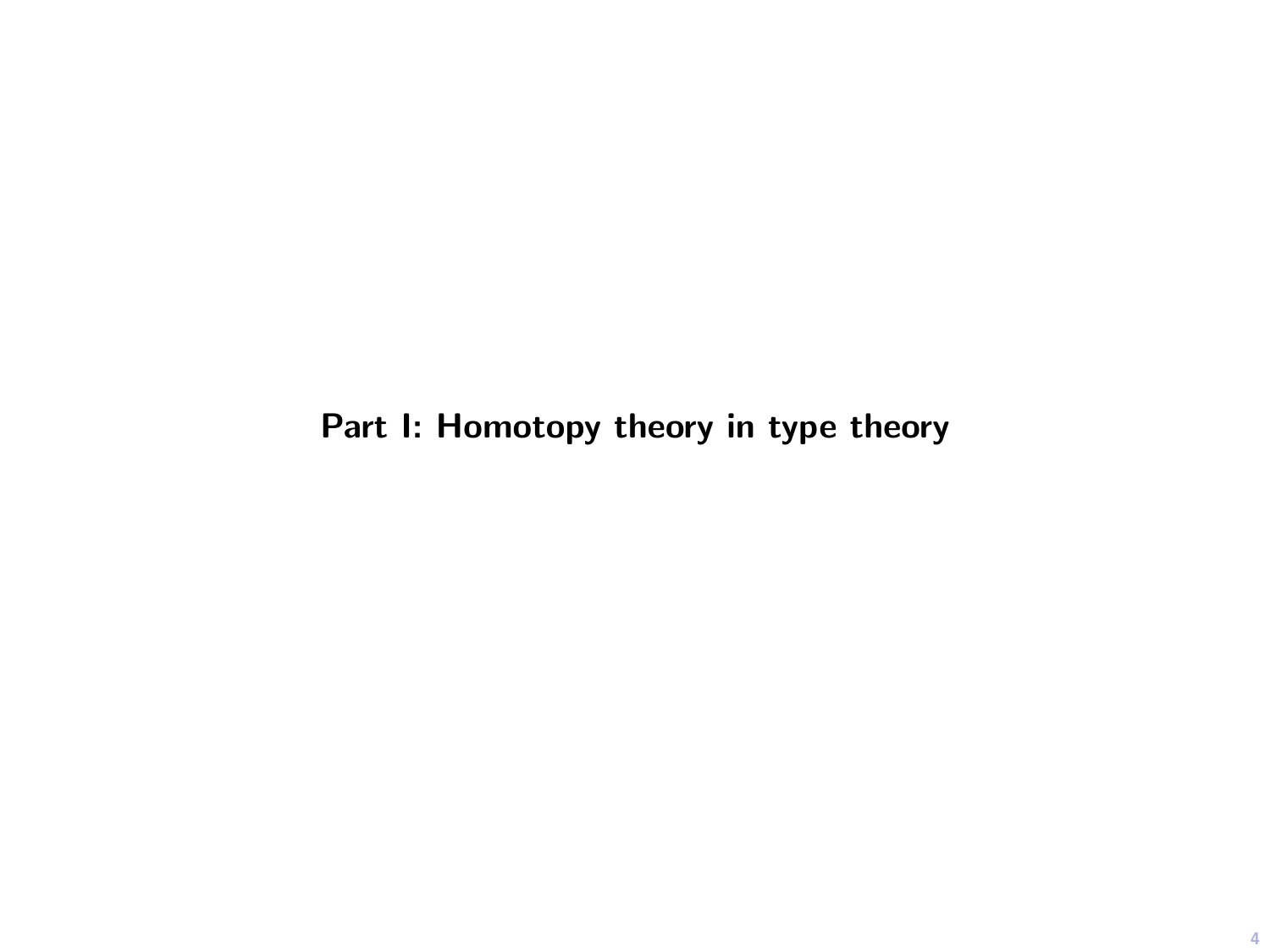# Part I: Homotopy theory in type theory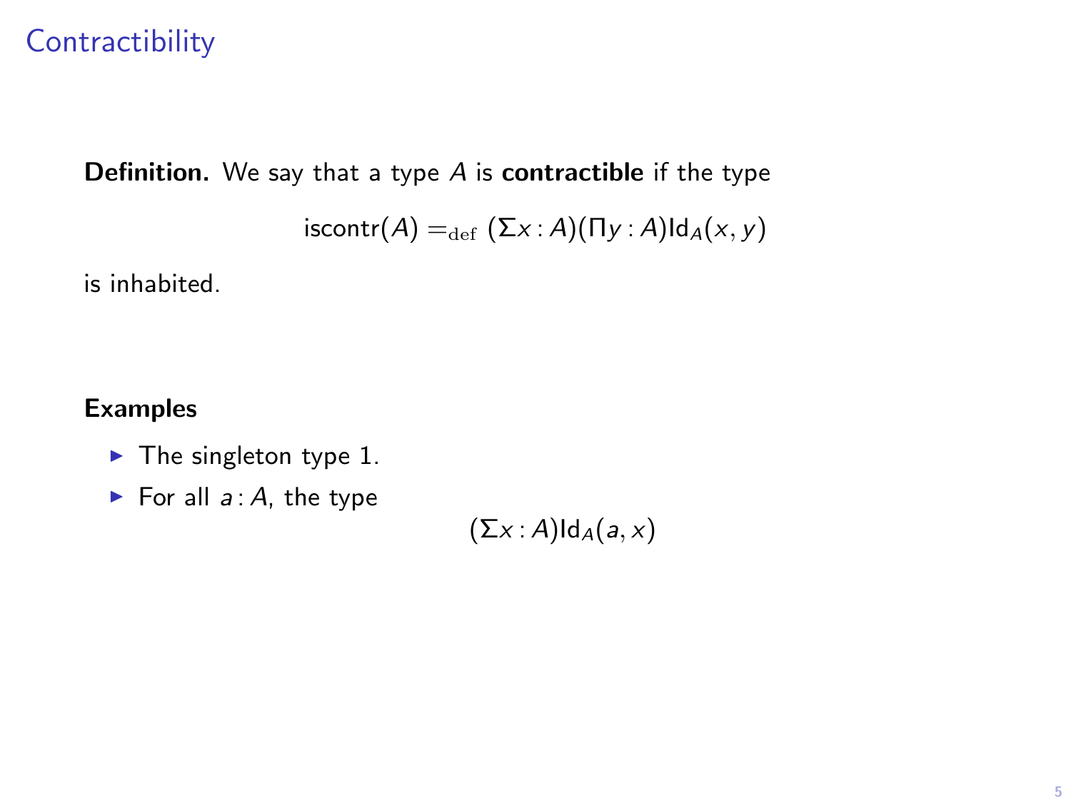# Contractibility

**Definition.** We say that a type $A$ is **contractible** if the type

$$\mathsf{iscontr}(A) =_{\mathrm{def}} (\Sigma x : A)(\Pi y : A)\mathsf{Id}_A(x, y)$$

is inhabited.

**Examples**

- The singleton type 1.
- For all $a : A$, the type

$$(\Sigma x : A)\mathsf{Id}_A(a, x)$$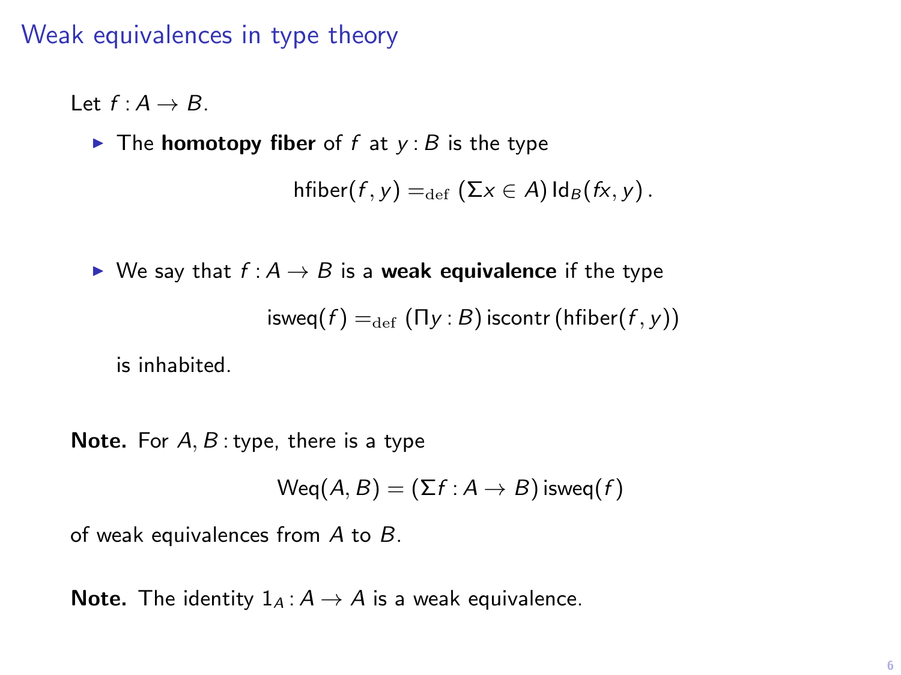## Weak equivalences in type theory

Let $f : A \to B$.

- The **homotopy fiber** of $f$ at $y : B$ is the type

$$\mathsf{hfiber}(f, y) =_{\mathrm{def}} (\Sigma x \in A)\, \mathsf{Id}_B(fx, y)\,.$$

- We say that $f : A \to B$ is a **weak equivalence** if the type

$$\mathsf{isweq}(f) =_{\mathrm{def}} (\Pi y : B)\, \mathsf{iscontr}\,(\mathsf{hfiber}(f, y))$$

  is inhabited.

**Note.** For $A, B : \mathsf{type}$, there is a type

$$\mathsf{Weq}(A, B) = (\Sigma f : A \to B)\, \mathsf{isweq}(f)$$

of weak equivalences from $A$ to $B$.

**Note.** The identity $1_A : A \to A$ is a weak equivalence.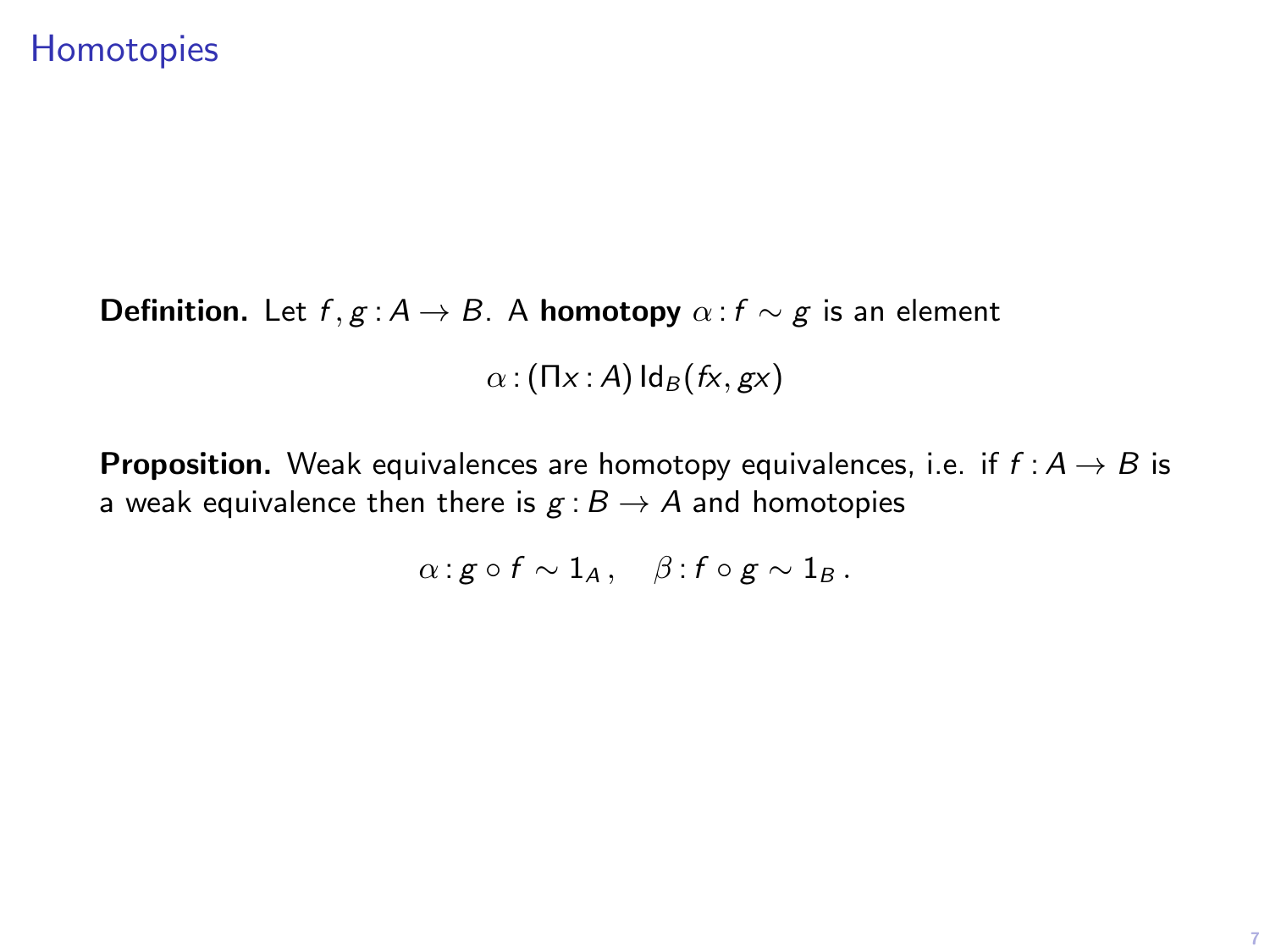# Homotopies

**Definition.** Let $f, g : A \to B$. A **homotopy** $\alpha : f \sim g$ is an element

$$\alpha : (\Pi x : A)\, \mathsf{Id}_B(fx, gx)$$

**Proposition.** Weak equivalences are homotopy equivalences, i.e. if $f : A \to B$ is a weak equivalence then there is $g : B \to A$ and homotopies

$$\alpha : g \circ f \sim 1_A\,, \quad \beta : f \circ g \sim 1_B\,.$$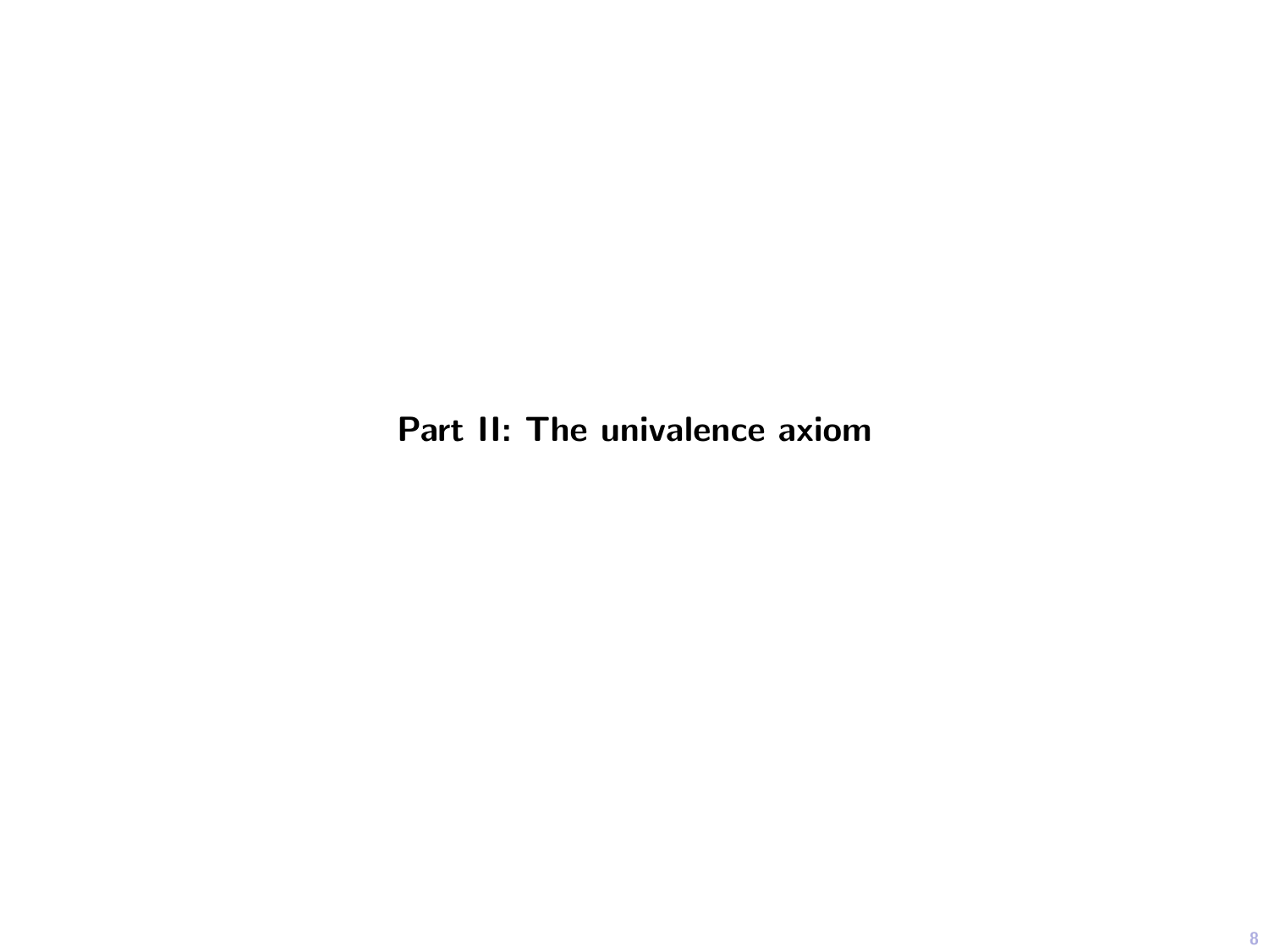# Part II: The univalence axiom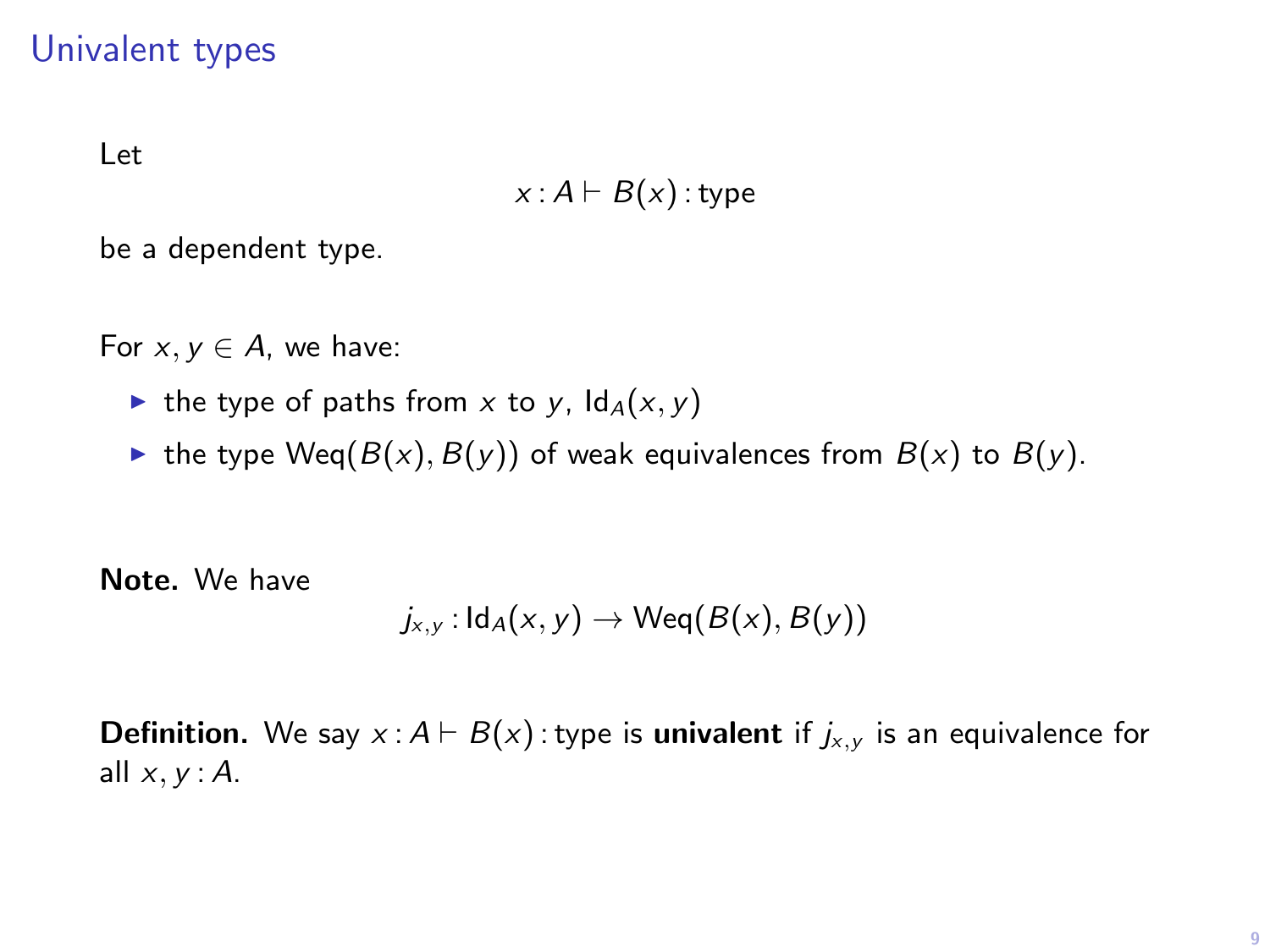## Univalent types

Let

$$x : A \vdash B(x) : \text{type}$$

be a dependent type.

For $x, y \in A$, we have:

- the type of paths from $x$ to $y$, $\mathsf{Id}_A(x, y)$
- the type $\mathsf{Weq}(B(x), B(y))$ of weak equivalences from $B(x)$ to $B(y)$.

**Note.** We have

$$j_{x,y} : \mathsf{Id}_A(x, y) \to \mathsf{Weq}(B(x), B(y))$$

**Definition.** We say $x : A \vdash B(x) : \text{type}$ is **univalent** if $j_{x,y}$ is an equivalence for all $x, y : A$.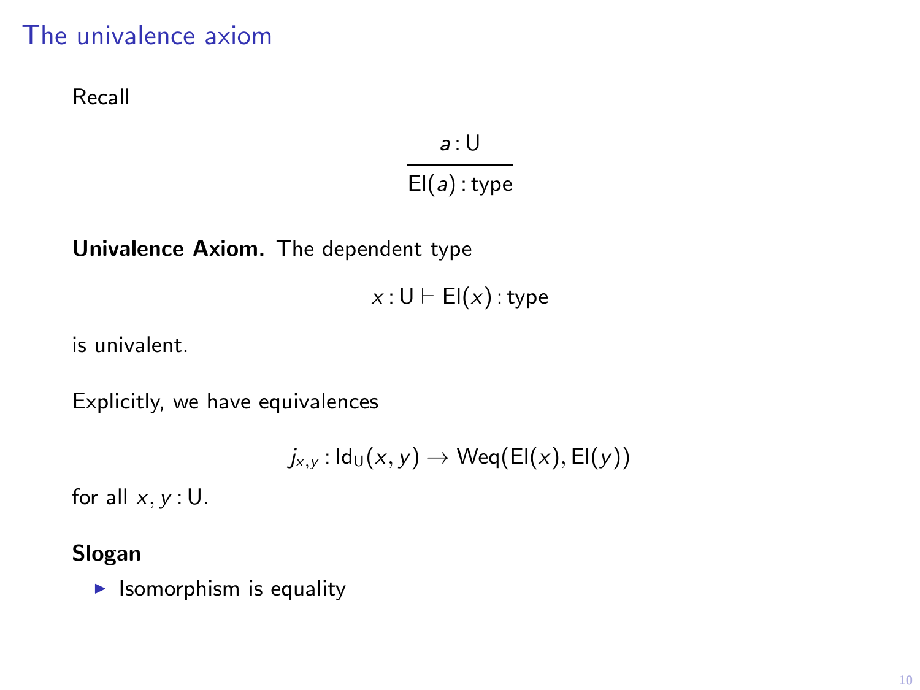# The univalence axiom

Recall

$$\frac{a : \mathsf{U}}{\mathsf{El}(a) : \mathsf{type}}$$

**Univalence Axiom.** The dependent type

$$x : \mathsf{U} \vdash \mathsf{El}(x) : \mathsf{type}$$

is univalent.

Explicitly, we have equivalences

$$j_{x,y} : \mathsf{Id}_{\mathsf{U}}(x, y) \to \mathsf{Weq}(\mathsf{El}(x), \mathsf{El}(y))$$

for all $x, y : \mathsf{U}$.

**Slogan**

- Isomorphism is equality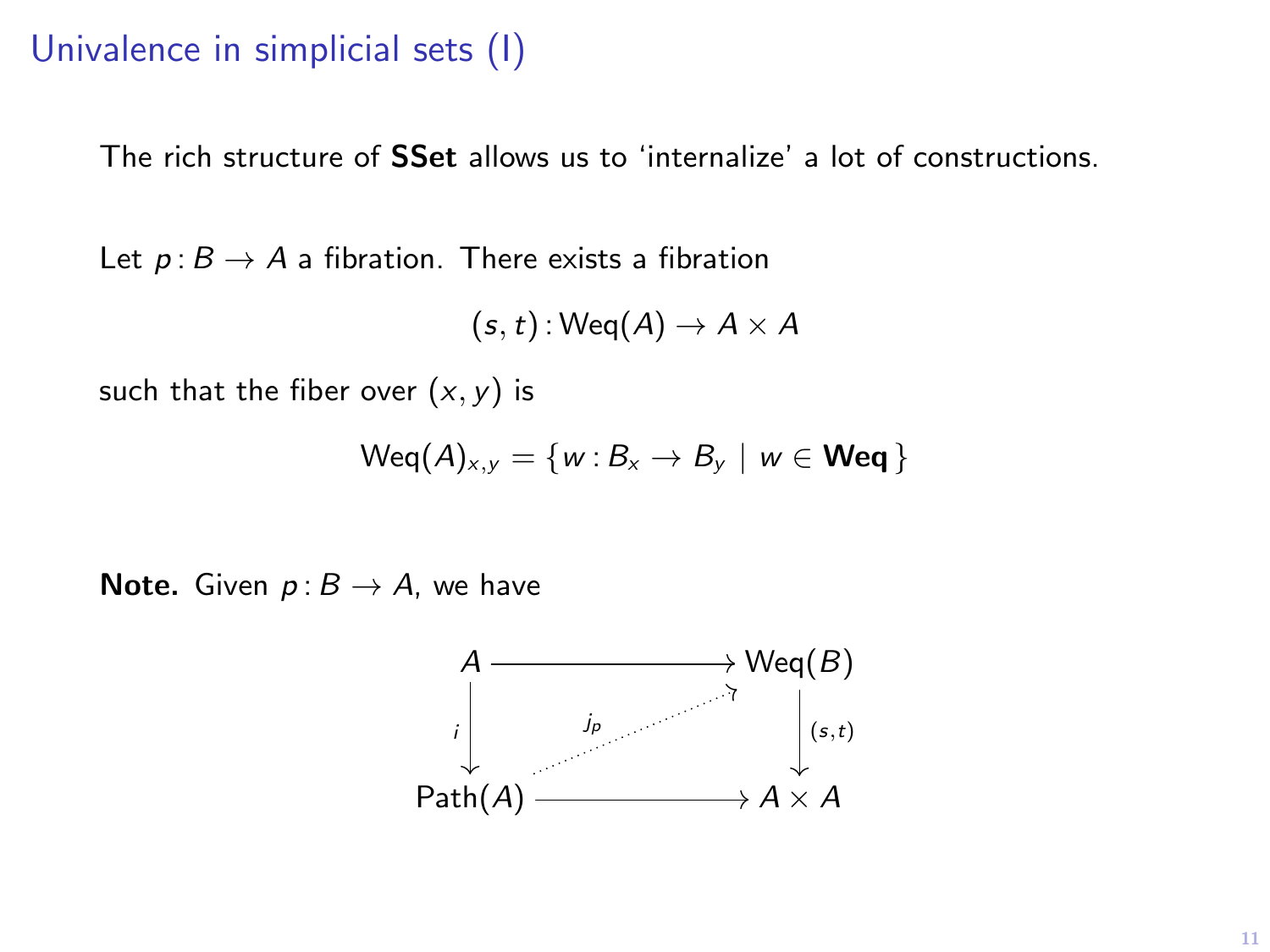# Univalence in simplicial sets (I)

The rich structure of **SSet** allows us to 'internalize' a lot of constructions.

Let $p : B \to A$ a fibration. There exists a fibration

$$(s, t) : \mathrm{Weq}(A) \to A \times A$$

such that the fiber over $(x, y)$ is

$$\mathrm{Weq}(A)_{x,y} = \{ w : B_x \to B_y \mid w \in \mathbf{Weq} \}$$

**Note.** Given $p : B \to A$, we have

$$\begin{array}{ccc} A & \longrightarrow & \mathrm{Weq}(B) \\ {\scriptstyle i}\downarrow & \overset{j_p}{\nearrow} & \downarrow{\scriptstyle (s,t)} \\ \mathrm{Path}(A) & \longrightarrow & A \times A \end{array}$$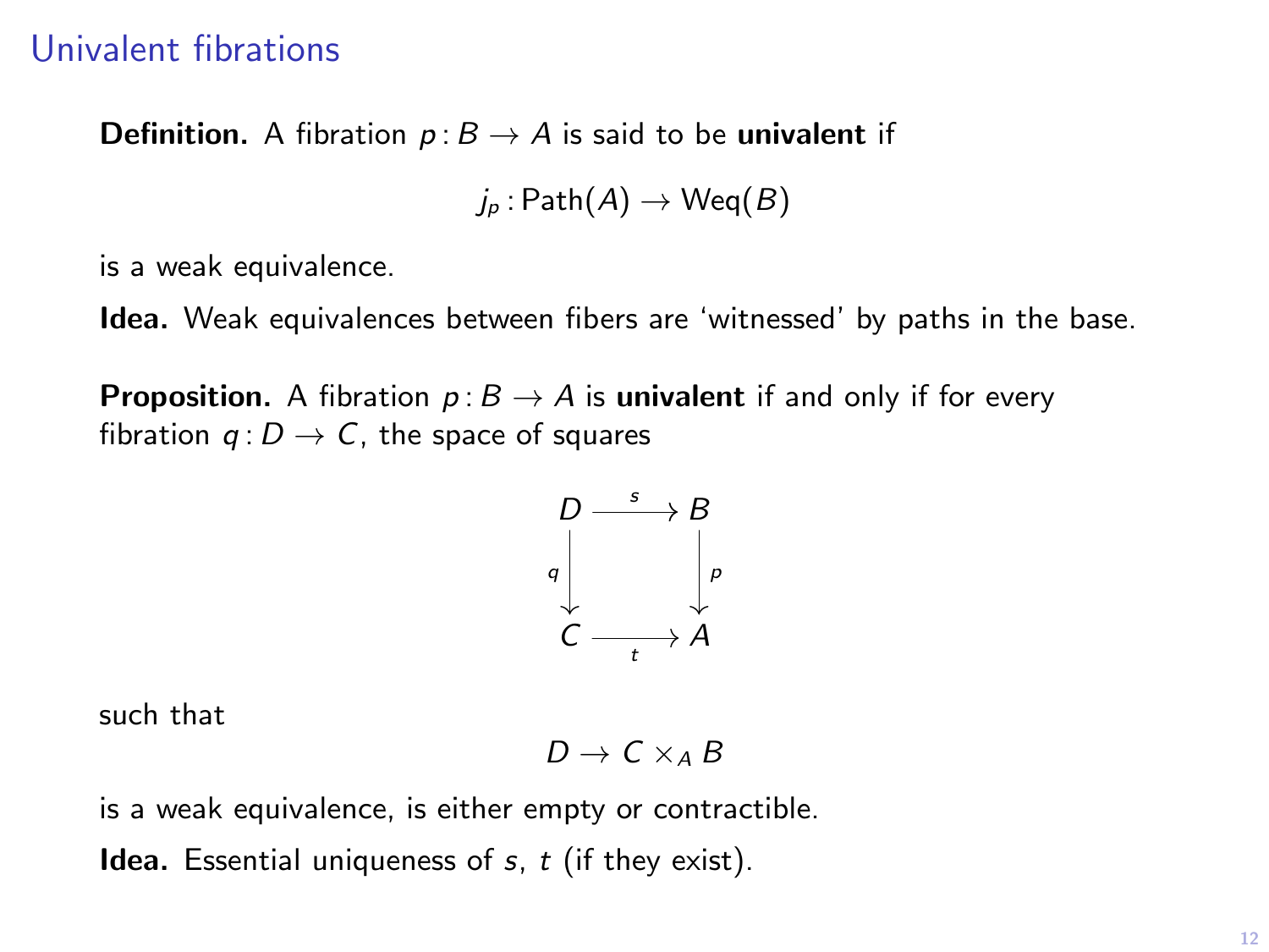# Univalent fibrations

**Definition.** A fibration $p\colon B \to A$ is said to be **univalent** if

$$j_p\colon \mathrm{Path}(A) \to \mathrm{Weq}(B)$$

is a weak equivalence.

**Idea.** Weak equivalences between fibers are 'witnessed' by paths in the base.

**Proposition.** A fibration $p\colon B \to A$ is **univalent** if and only if for every fibration $q\colon D \to C$, the space of squares

$$\begin{array}{ccc} D & \xrightarrow{s} & B \\ {\scriptstyle q}\downarrow & & \downarrow{\scriptstyle p} \\ C & \xrightarrow[t]{} & A \end{array}$$

such that

$$D \to C \times_A B$$

is a weak equivalence, is either empty or contractible.

**Idea.** Essential uniqueness of $s$, $t$ (if they exist).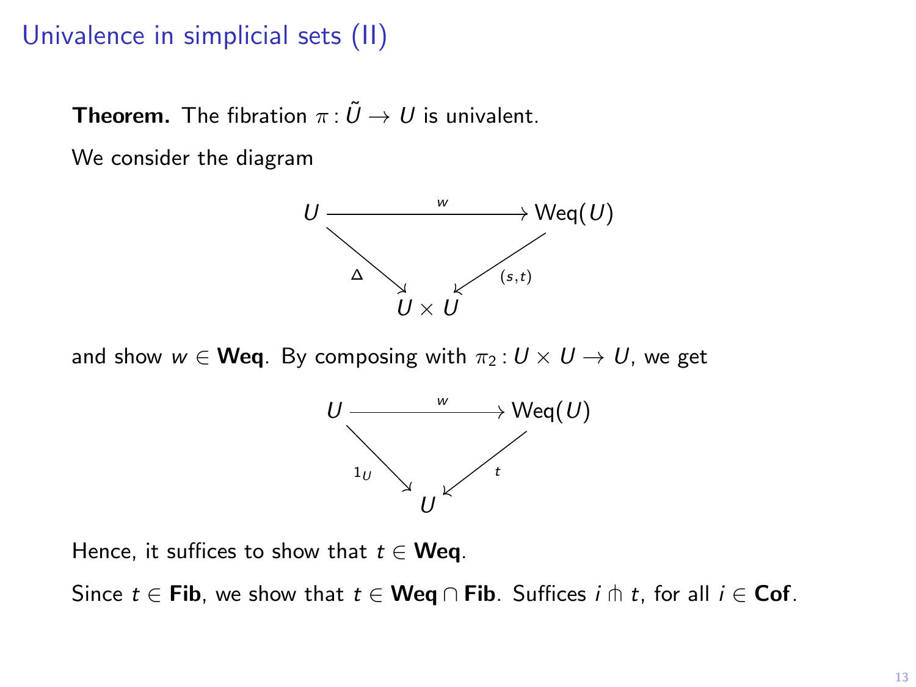# Univalence in simplicial sets (II)

**Theorem.** The fibration $\pi : \tilde{U} \to U$ is univalent.

We consider the diagram

$$\begin{array}{ccc} U & \xrightarrow{w} & \mathrm{Weq}(U) \\ & {\scriptstyle \Delta} \searrow \quad \swarrow {\scriptstyle (s,t)} & \\ & U \times U & \end{array}$$

and show $w \in \mathbf{Weq}$. By composing with $\pi_2 : U \times U \to U$, we get

$$\begin{array}{ccc} U & \xrightarrow{w} & \mathrm{Weq}(U) \\ & {\scriptstyle 1_U} \searrow \quad \swarrow {\scriptstyle t} & \\ & U & \end{array}$$

Hence, it suffices to show that $t \in \mathbf{Weq}$.

Since $t \in \mathbf{Fib}$, we show that $t \in \mathbf{Weq} \cap \mathbf{Fib}$. Suffices $i \pitchfork t$, for all $i \in \mathbf{Cof}$.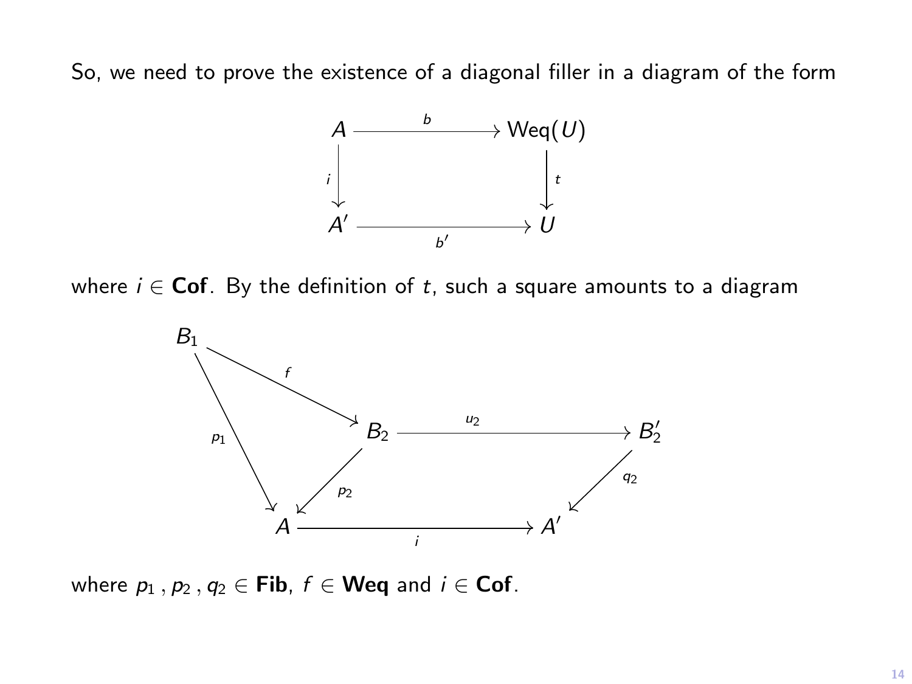So, we need to prove the existence of a diagonal filler in a diagram of the form

$$
\begin{array}{ccc}
A & \xrightarrow{\quad b \quad} & \mathrm{Weq}(U) \\
{\scriptstyle i}\downarrow & & \downarrow{\scriptstyle t} \\
A' & \xrightarrow[\quad b' \quad]{} & U
\end{array}
$$

where $i \in \mathbf{Cof}$. By the definition of $t$, such a square amounts to a diagram

$$
\begin{array}{ccccc}
B_1 & & & & \\
 & \searrow^{f} & & & \\
{\scriptstyle p_1}\downarrow & & B_2 & \xrightarrow{\quad u_2 \quad} & B_2' \\
 & \swarrow_{p_2} & & & \downarrow{\scriptstyle q_2} \\
A & & \xrightarrow[\quad i \quad]{} & & A'
\end{array}
$$

where $p_1\,,\, p_2\,,\, q_2 \in \mathbf{Fib}$, $f \in \mathbf{Weq}$ and $i \in \mathbf{Cof}$.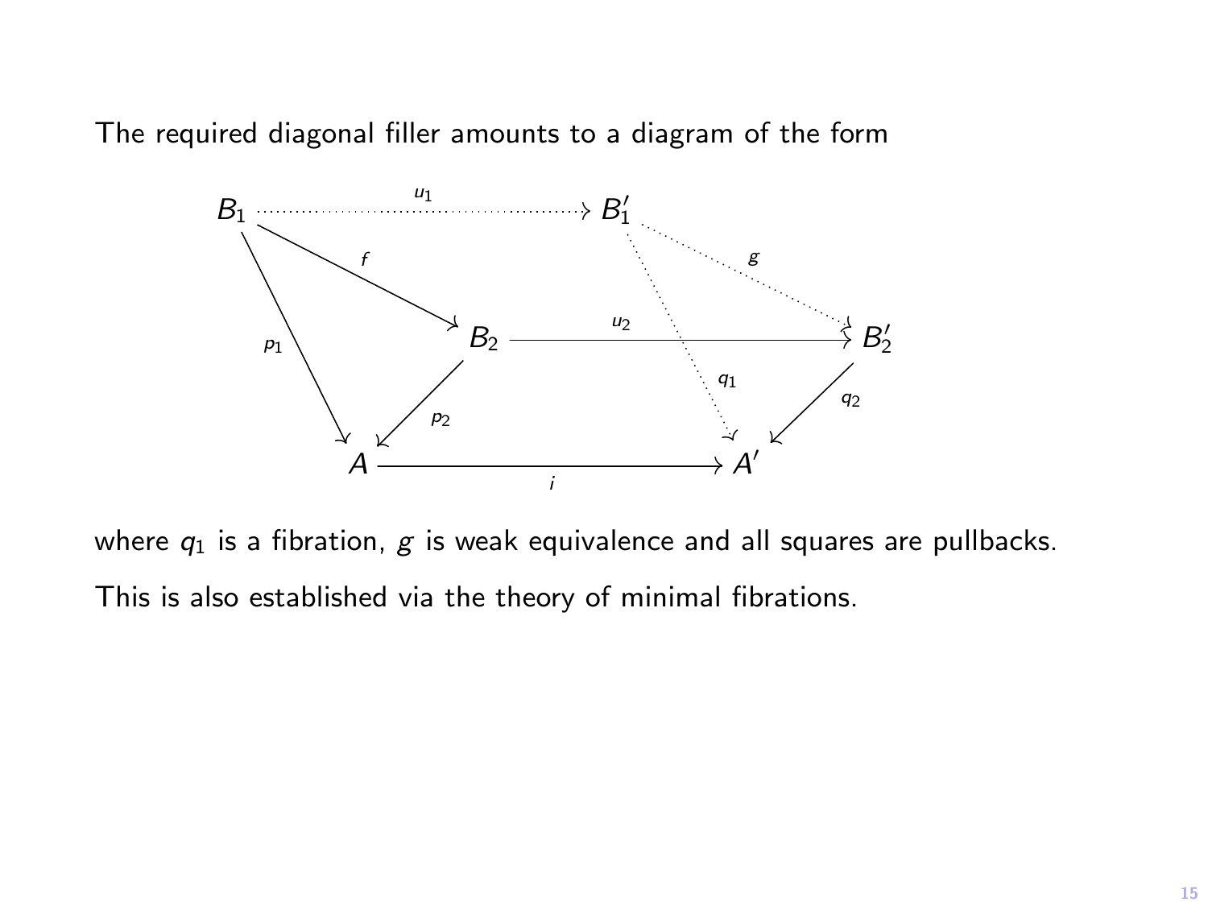The required diagonal filler amounts to a diagram of the form

$$
\begin{array}{ccccc}
B_1 & \overset{u_1}{\dashrightarrow} & B_1' & & \\
 & \searrow^{f} & & \searrow^{g} & \\
\downarrow{\scriptstyle p_1} & B_2 & \overset{u_2}{\longrightarrow} & & B_2' \\
 & \swarrow_{p_2} & \downarrow{\scriptstyle q_1} & & \swarrow_{q_2} \\
A & \overset{i}{\longrightarrow} & A' & &
\end{array}
$$

where $q_1$ is a fibration, $g$ is weak equivalence and all squares are pullbacks.

This is also established via the theory of minimal fibrations.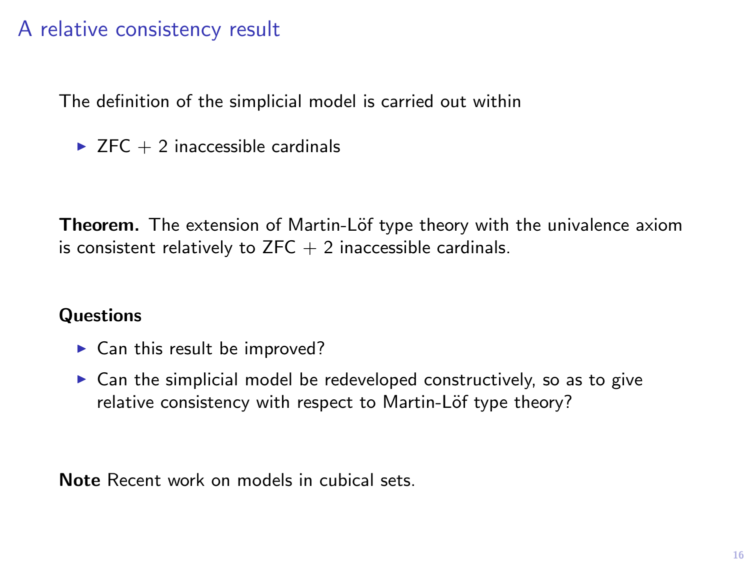# A relative consistency result

The definition of the simplicial model is carried out within

- ZFC + 2 inaccessible cardinals

**Theorem.** The extension of Martin-Löf type theory with the univalence axiom is consistent relatively to ZFC + 2 inaccessible cardinals.

**Questions**

- Can this result be improved?
- Can the simplicial model be redeveloped constructively, so as to give relative consistency with respect to Martin-Löf type theory?

**Note** Recent work on models in cubical sets.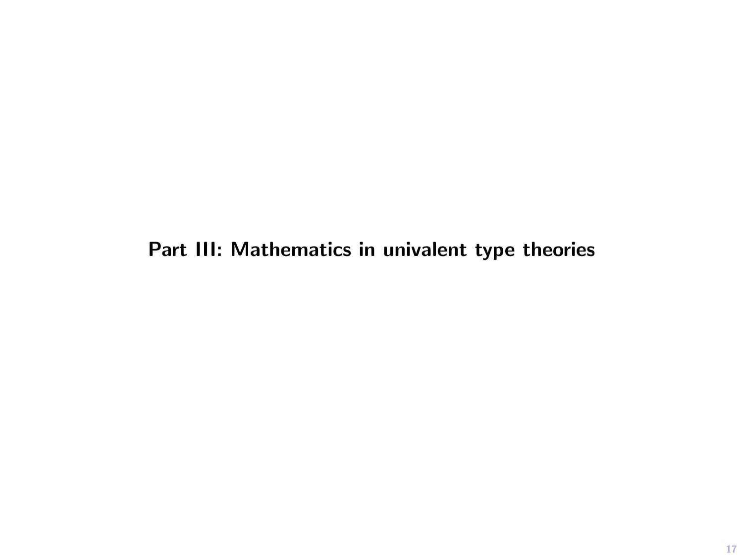# Part III: Mathematics in univalent type theories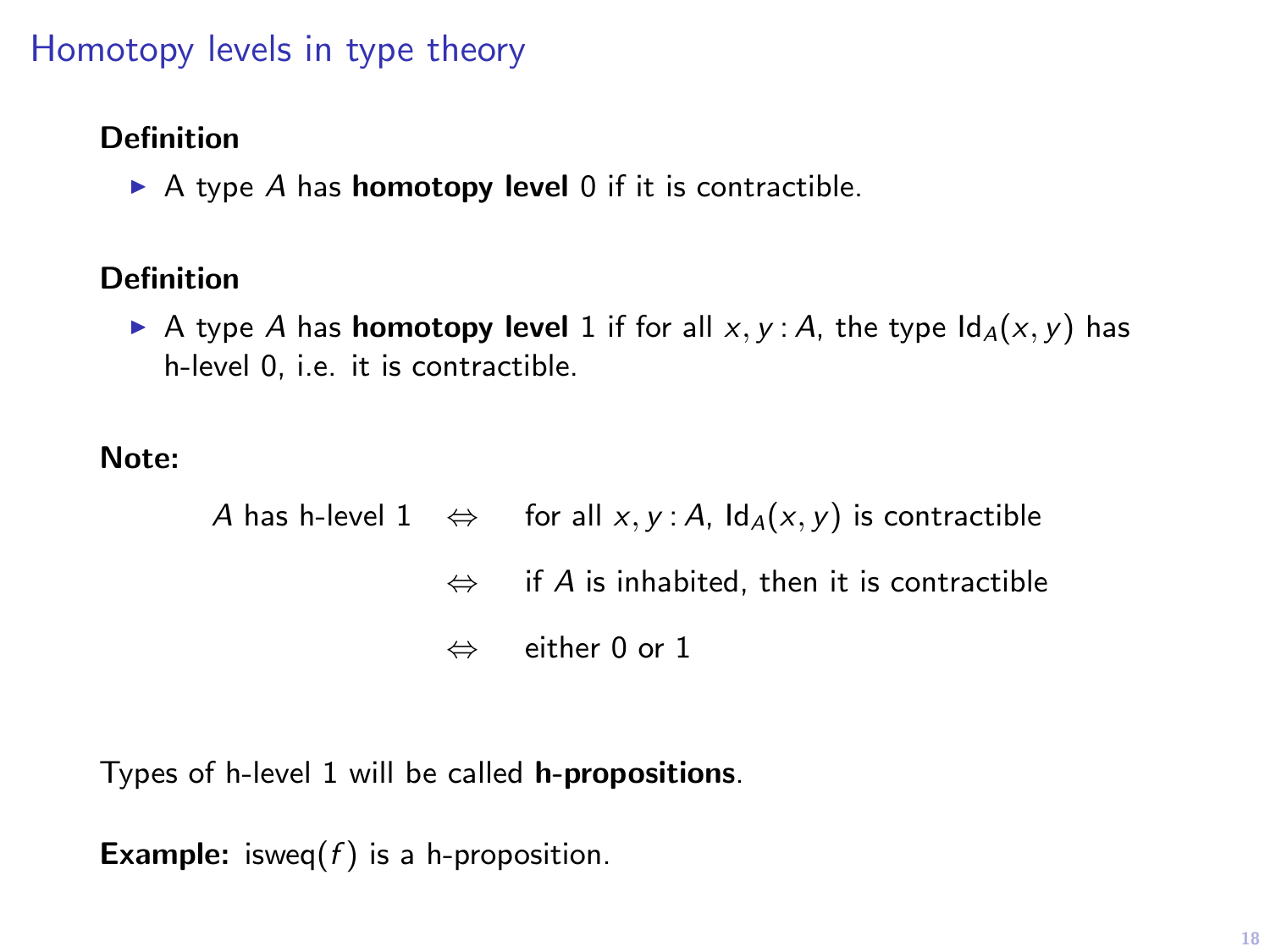## Homotopy levels in type theory

**Definition**

- A type $A$ has **homotopy level** 0 if it is contractible.

**Definition**

- A type $A$ has **homotopy level** 1 if for all $x, y : A$, the type $\mathsf{Id}_A(x, y)$ has h-level 0, i.e. it is contractible.

**Note:**

$$
\begin{aligned}
A \text{ has h-level } 1 \quad &\Leftrightarrow \quad \text{for all } x, y : A,\ \mathsf{Id}_A(x, y) \text{ is contractible} \\
&\Leftrightarrow \quad \text{if } A \text{ is inhabited, then it is contractible} \\
&\Leftrightarrow \quad \text{either } 0 \text{ or } 1
\end{aligned}
$$

Types of h-level 1 will be called **h-propositions**.

**Example:** $\mathsf{isweq}(f)$ is a h-proposition.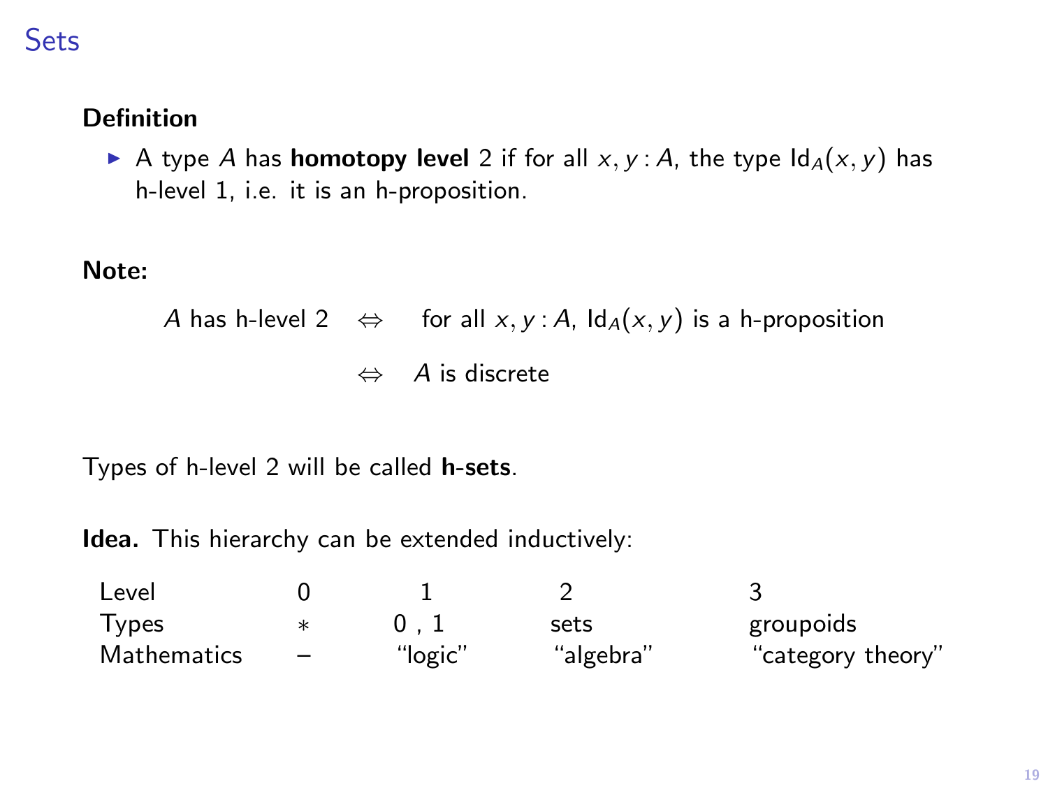# Sets

**Definition**

- A type $A$ has **homotopy level** 2 if for all $x, y : A$, the type $\mathsf{Id}_A(x, y)$ has h-level 1, i.e. it is an h-proposition.

**Note:**

$$A \text{ has h-level } 2 \quad \Leftrightarrow \quad \text{for all } x, y : A,\ \mathsf{Id}_A(x, y) \text{ is a h-proposition}$$

$$\Leftrightarrow \quad A \text{ is discrete}$$

Types of h-level 2 will be called **h-sets**.

**Idea.** This hierarchy can be extended inductively:

| Level | 0 | 1 | 2 | 3 |
|---|---|---|---|---|
| Types | $*$ | 0 , 1 | sets | groupoids |
| Mathematics | – | "logic" | "algebra" | "category theory" |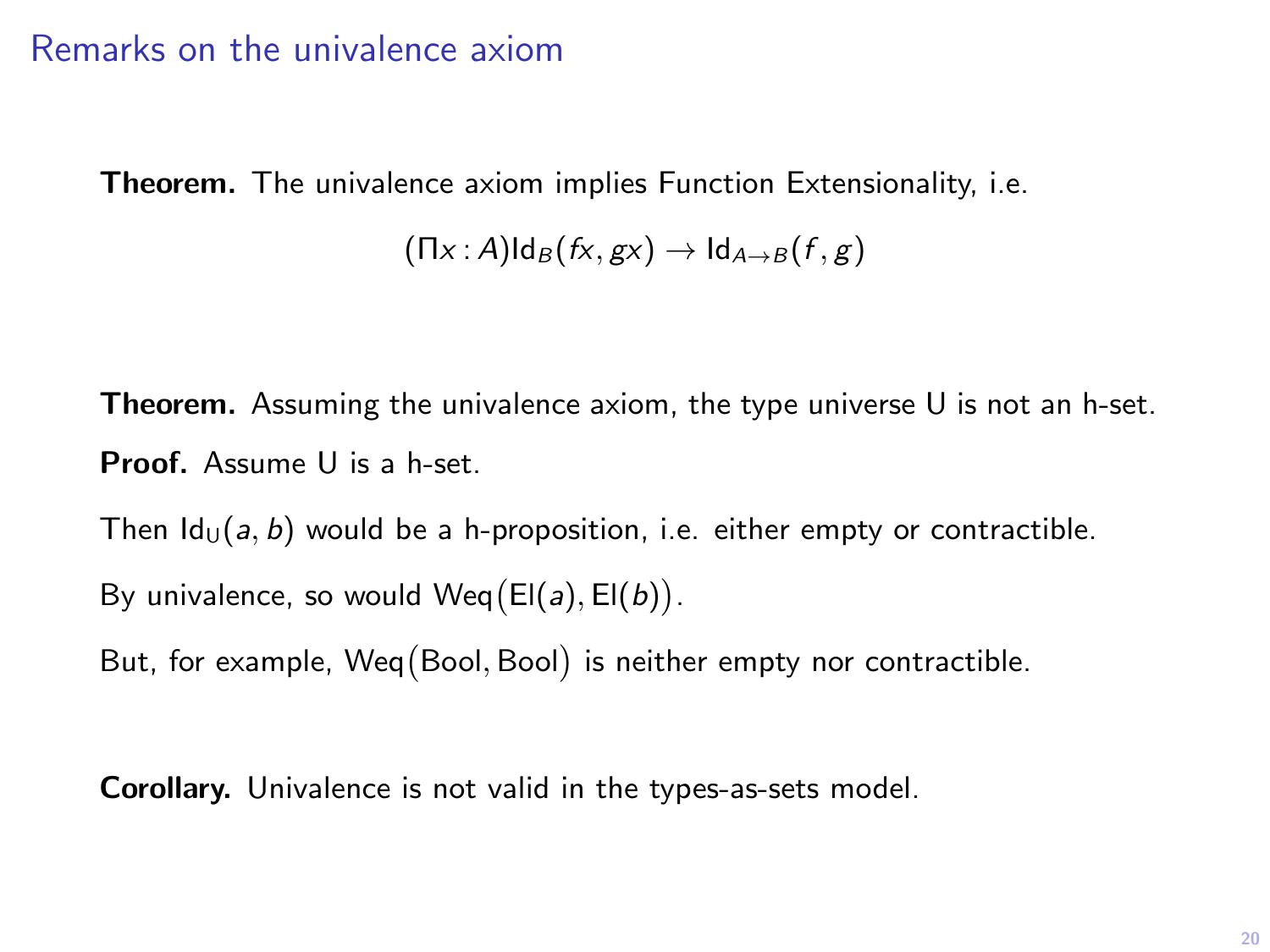## Remarks on the univalence axiom

**Theorem.** The univalence axiom implies Function Extensionality, i.e.

$$(\Pi x : A)\mathsf{Id}_B(fx, gx) \to \mathsf{Id}_{A\to B}(f, g)$$

**Theorem.** Assuming the univalence axiom, the type universe U is not an h-set.

**Proof.** Assume U is a h-set.

Then $\mathsf{Id}_{\mathsf{U}}(a, b)$ would be a h-proposition, i.e. either empty or contractible.

By univalence, so would $\mathsf{Weq}\big(\mathsf{El}(a), \mathsf{El}(b)\big)$.

But, for example, $\mathsf{Weq}\big(\mathsf{Bool}, \mathsf{Bool}\big)$ is neither empty nor contractible.

**Corollary.** Univalence is not valid in the types-as-sets model.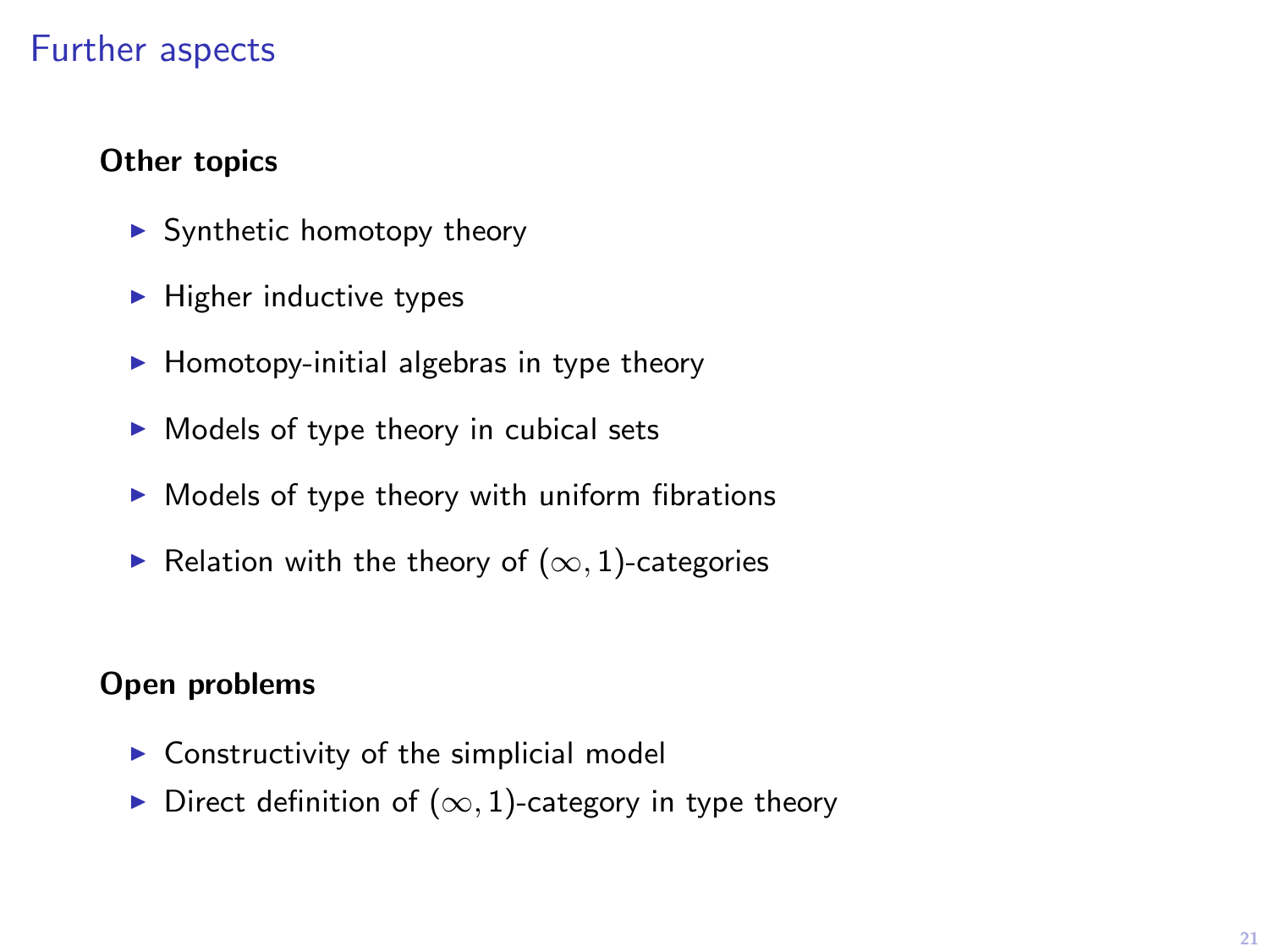# Further aspects

**Other topics**

- Synthetic homotopy theory
- Higher inductive types
- Homotopy-initial algebras in type theory
- Models of type theory in cubical sets
- Models of type theory with uniform fibrations
- Relation with the theory of $(\infty, 1)$-categories

**Open problems**

- Constructivity of the simplicial model
- Direct definition of $(\infty, 1)$-category in type theory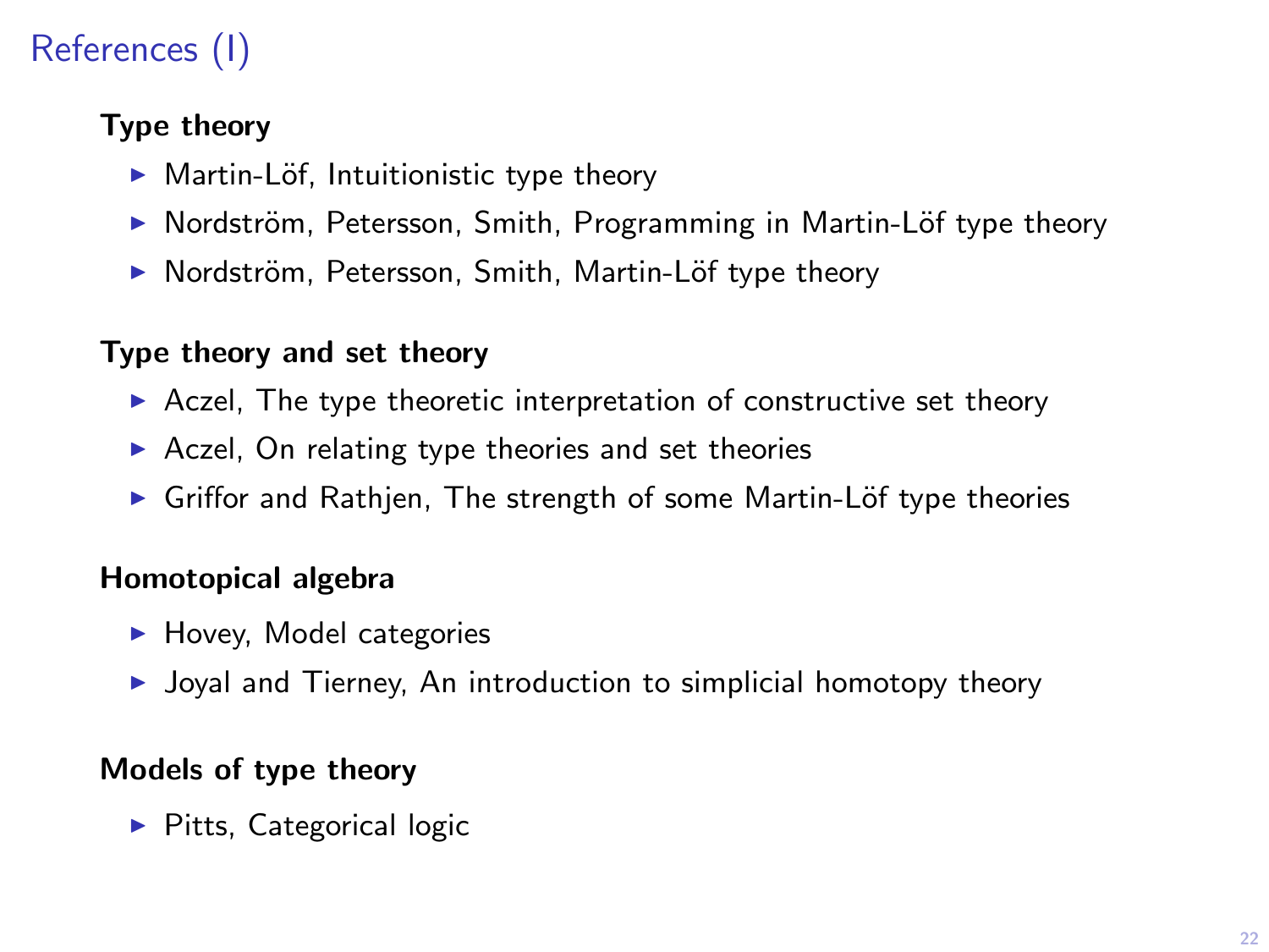# References (I)

**Type theory**

- Martin-Löf, Intuitionistic type theory
- Nordström, Petersson, Smith, Programming in Martin-Löf type theory
- Nordström, Petersson, Smith, Martin-Löf type theory

**Type theory and set theory**

- Aczel, The type theoretic interpretation of constructive set theory
- Aczel, On relating type theories and set theories
- Griffor and Rathjen, The strength of some Martin-Löf type theories

**Homotopical algebra**

- Hovey, Model categories
- Joyal and Tierney, An introduction to simplicial homotopy theory

**Models of type theory**

- Pitts, Categorical logic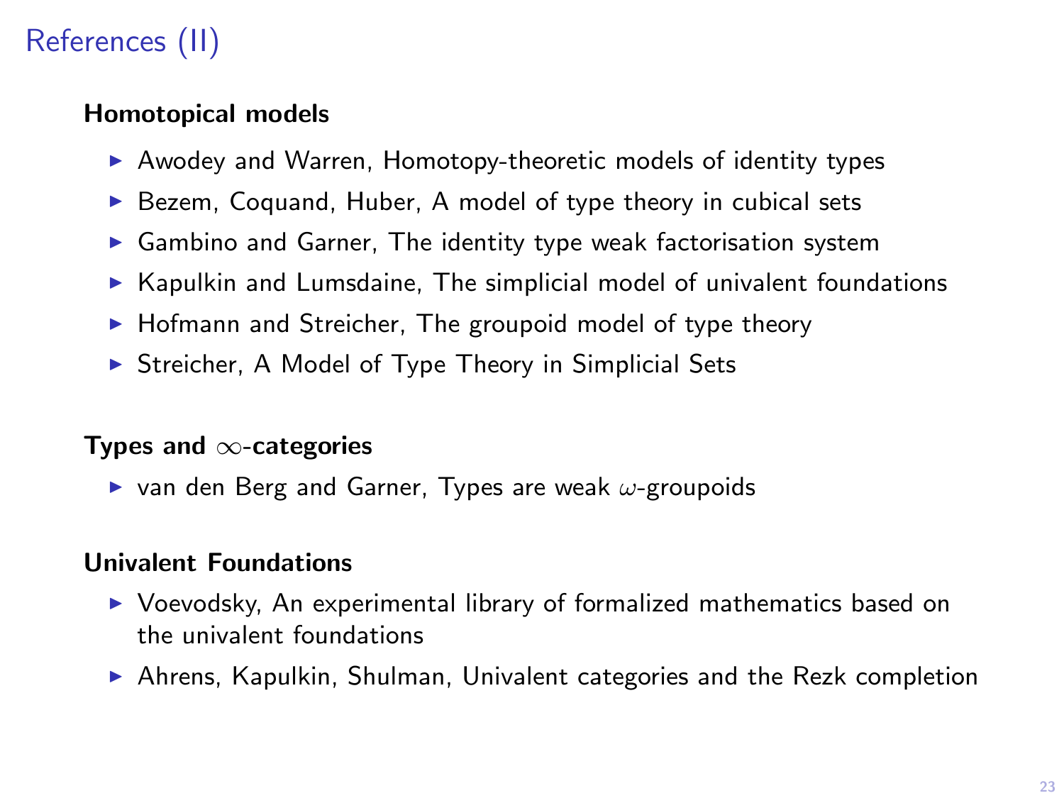# References (II)

**Homotopical models**

- Awodey and Warren, Homotopy-theoretic models of identity types
- Bezem, Coquand, Huber, A model of type theory in cubical sets
- Gambino and Garner, The identity type weak factorisation system
- Kapulkin and Lumsdaine, The simplicial model of univalent foundations
- Hofmann and Streicher, The groupoid model of type theory
- Streicher, A Model of Type Theory in Simplicial Sets

**Types and $\infty$-categories**

- van den Berg and Garner, Types are weak $\omega$-groupoids

**Univalent Foundations**

- Voevodsky, An experimental library of formalized mathematics based on the univalent foundations
- Ahrens, Kapulkin, Shulman, Univalent categories and the Rezk completion